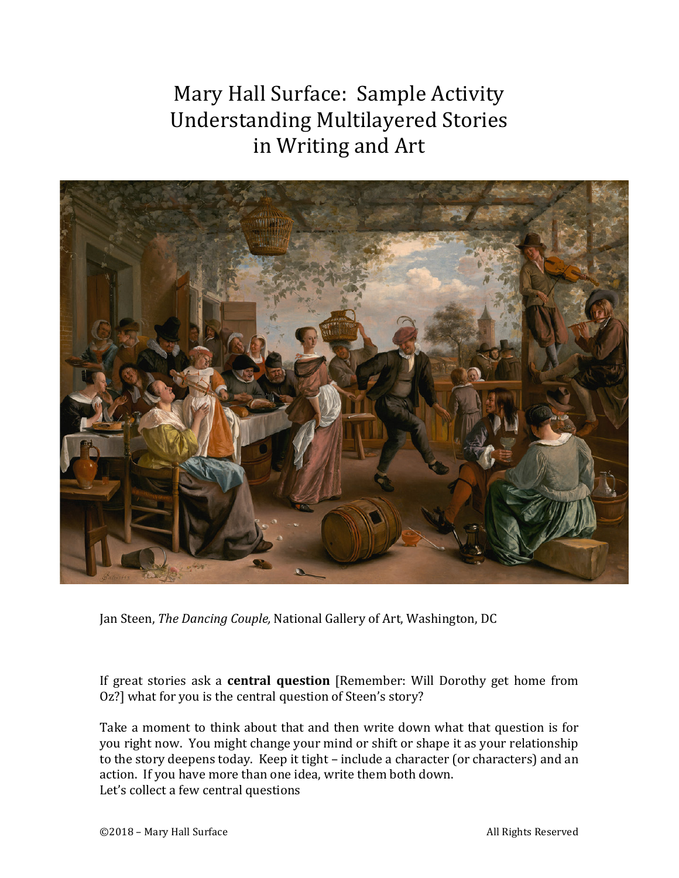# Mary Hall Surface: Sample Activity
# Understanding Multilayered Stories in Writing and Art

Jan Steen, *The Dancing Couple,* National Gallery of Art, Washington, DC

If great stories ask a **central question** [Remember: Will Dorothy get home from Oz?] what for you is the central question of Steen's story?

Take a moment to think about that and then write down what that question is for you right now. You might change your mind or shift or shape it as your relationship to the story deepens today. Keep it tight – include a character (or characters) and an action. If you have more than one idea, write them both down.
Let's collect a few central questions

©2018 – Mary Hall Surface All Rights Reserved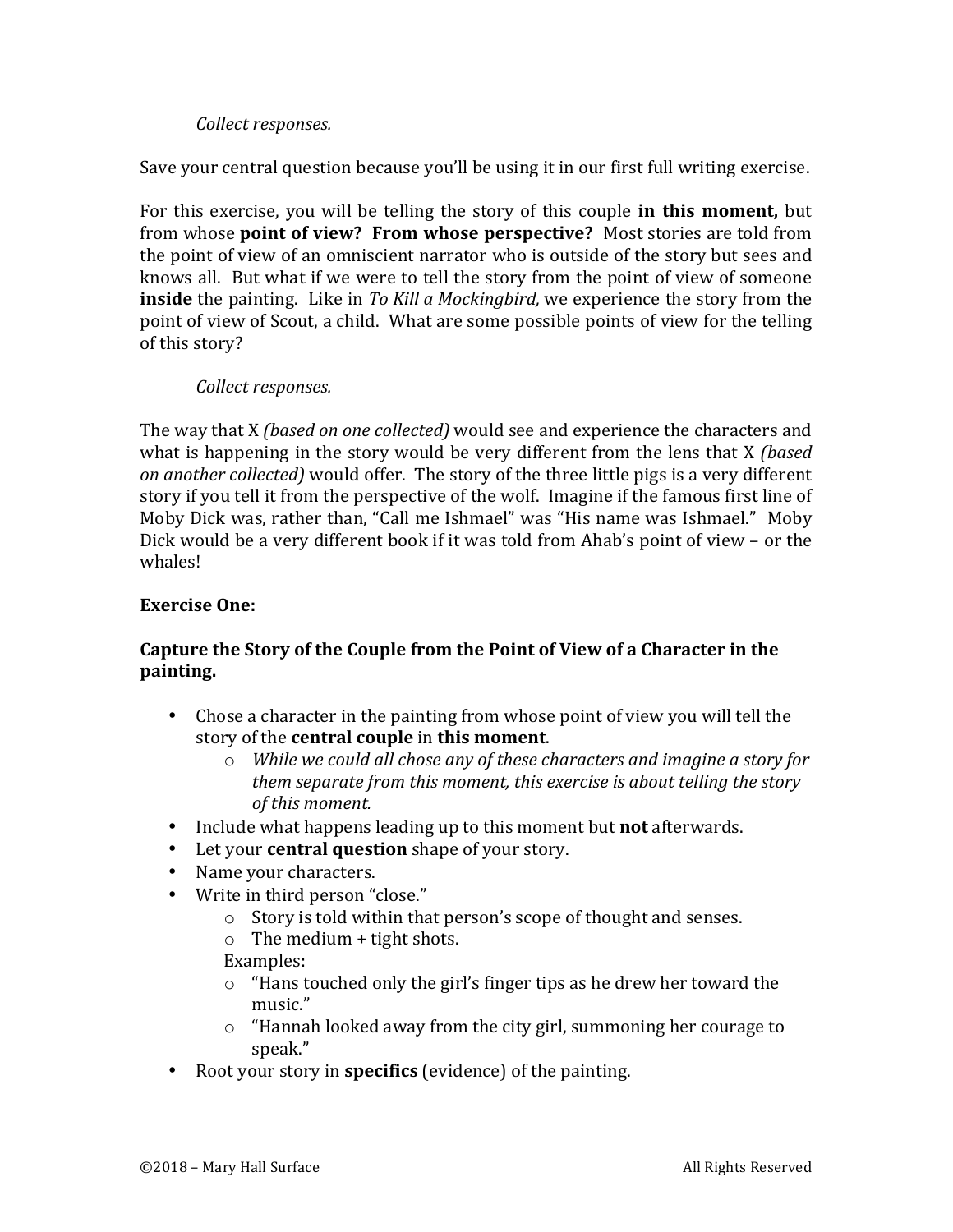*Collect responses.*

Save your central question because you'll be using it in our first full writing exercise.

For this exercise, you will be telling the story of this couple **in this moment,** but from whose **point of view? From whose perspective?** Most stories are told from the point of view of an omniscient narrator who is outside of the story but sees and knows all. But what if we were to tell the story from the point of view of someone **inside** the painting. Like in *To Kill a Mockingbird,* we experience the story from the point of view of Scout, a child. What are some possible points of view for the telling of this story?

*Collect responses.*

The way that X *(based on one collected)* would see and experience the characters and what is happening in the story would be very different from the lens that X *(based on another collected)* would offer. The story of the three little pigs is a very different story if you tell it from the perspective of the wolf. Imagine if the famous first line of Moby Dick was, rather than, "Call me Ishmael" was "His name was Ishmael." Moby Dick would be a very different book if it was told from Ahab's point of view – or the whales!

**Exercise One:**

**Capture the Story of the Couple from the Point of View of a Character in the painting.**

- Chose a character in the painting from whose point of view you will tell the story of the **central couple** in **this moment**.
  - *While we could all chose any of these characters and imagine a story for them separate from this moment, this exercise is about telling the story of this moment.*
- Include what happens leading up to this moment but **not** afterwards.
- Let your **central question** shape of your story.
- Name your characters.
- Write in third person "close."
  - Story is told within that person's scope of thought and senses.
  - The medium + tight shots.

  Examples:
  - "Hans touched only the girl's finger tips as he drew her toward the music."
  - "Hannah looked away from the city girl, summoning her courage to speak."
- Root your story in **specifics** (evidence) of the painting.

©2018 – Mary Hall Surface All Rights Reserved